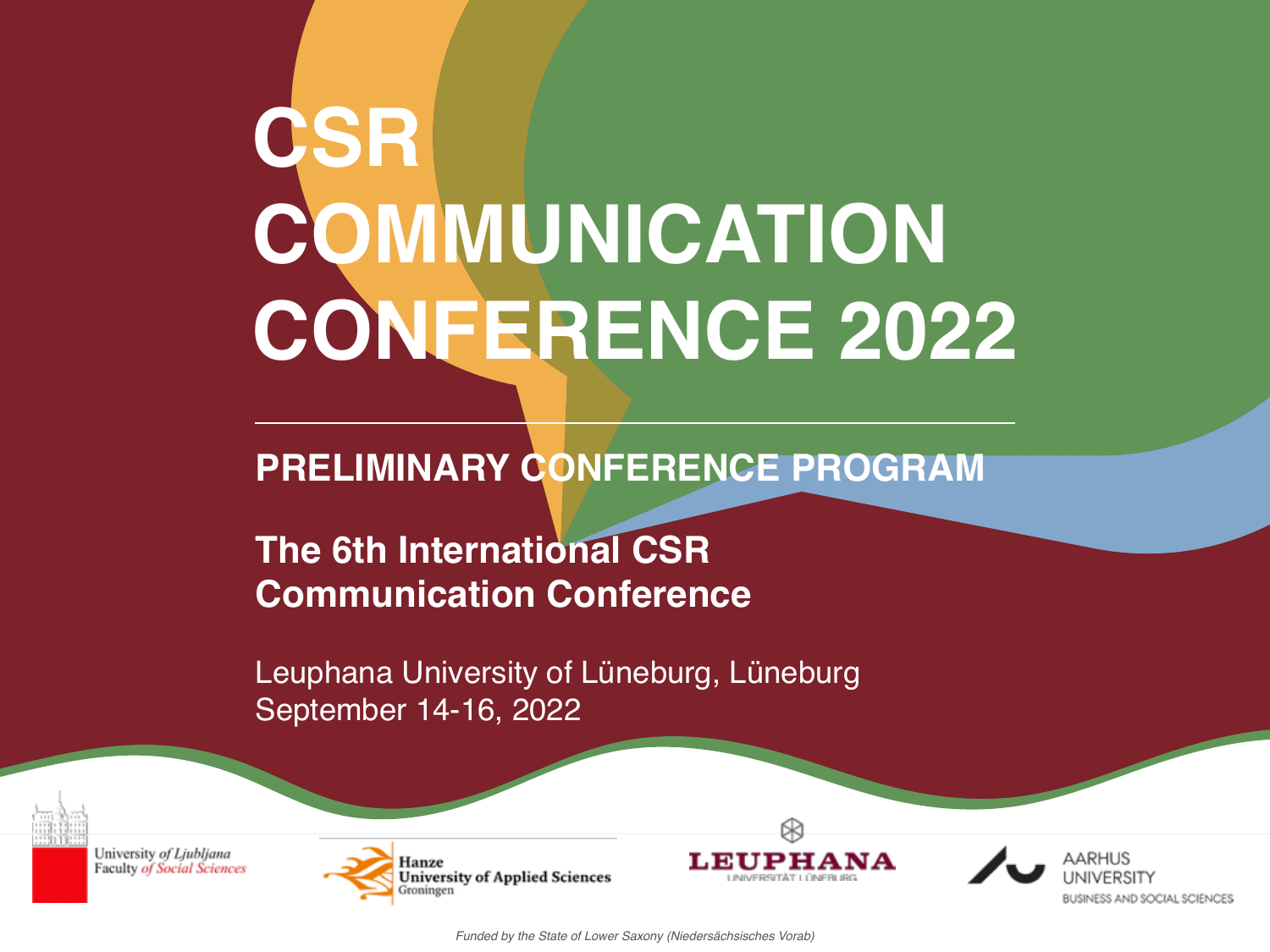# CSR COMMUNICATION CONFERENCE 2022

---

## PRELIMINARY CONFERENCE PROGRAM

### The 6th International CSR Communication Conference

Leuphana University of Lüneburg, Lüneburg
September 14-16, 2022

University of Ljubljana Faculty of Social Sciences

Hanze University of Applied Sciences Groningen

LEUPHANA UNIVERSITÄT LÜNEBURG

AARHUS UNIVERSITY BUSINESS AND SOCIAL SCIENCES

*Funded by the State of Lower Saxony (Niedersächsisches Vorab)*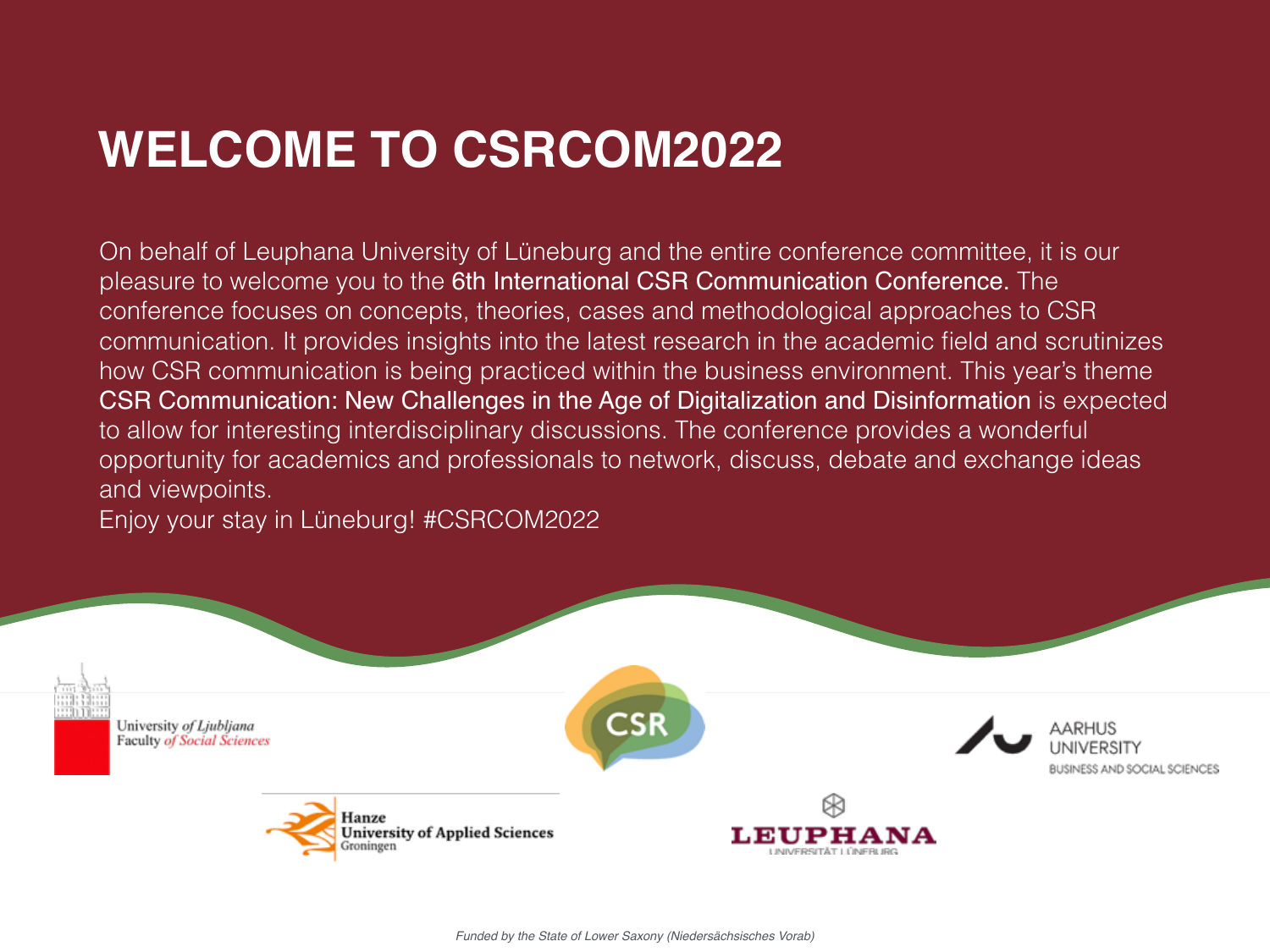# WELCOME TO CSRCOM2022

On behalf of Leuphana University of Lüneburg and the entire conference committee, it is our pleasure to welcome you to the 6th International CSR Communication Conference. The conference focuses on concepts, theories, cases and methodological approaches to CSR communication. It provides insights into the latest research in the academic field and scrutinizes how CSR communication is being practiced within the business environment. This year's theme CSR Communication: New Challenges in the Age of Digitalization and Disinformation is expected to allow for interesting interdisciplinary discussions. The conference provides a wonderful opportunity for academics and professionals to network, discuss, debate and exchange ideas and viewpoints.

Enjoy your stay in Lüneburg! #CSRCOM2022

University *of Ljubljana*
Faculty *of Social Sciences*

CSR

AARHUS UNIVERSITY
BUSINESS AND SOCIAL SCIENCES

Hanze
University of Applied Sciences
Groningen

LEUPHANA
UNIVERSITÄT LÜNEBURG

*Funded by the State of Lower Saxony (Niedersächsisches Vorab)*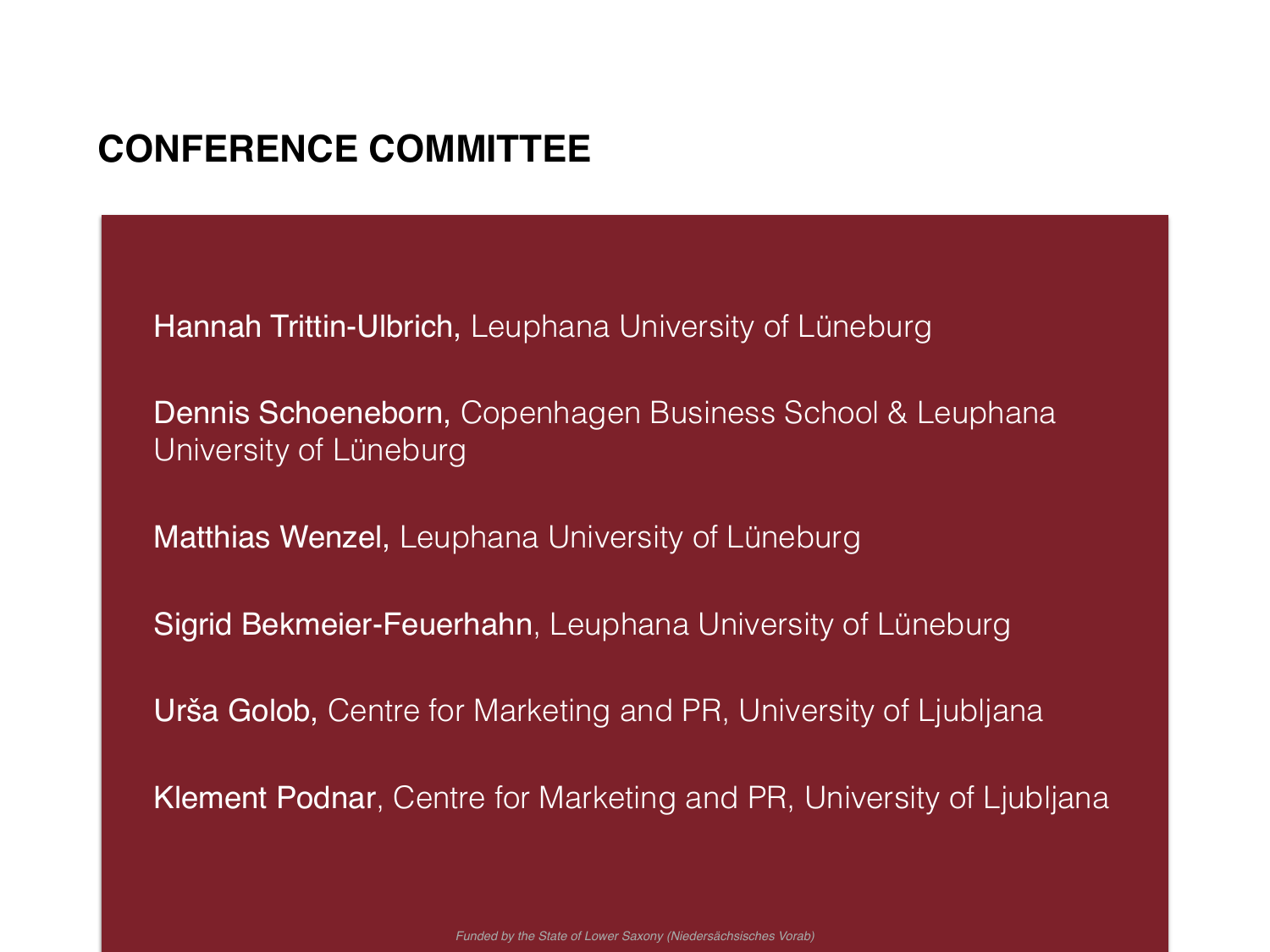# CONFERENCE COMMITTEE

Hannah Trittin-Ulbrich, Leuphana University of Lüneburg

Dennis Schoeneborn, Copenhagen Business School & Leuphana University of Lüneburg

Matthias Wenzel, Leuphana University of Lüneburg

Sigrid Bekmeier-Feuerhahn, Leuphana University of Lüneburg

Urša Golob, Centre for Marketing and PR, University of Ljubljana

Klement Podnar, Centre for Marketing and PR, University of Ljubljana

*Funded by the State of Lower Saxony (Niedersächsisches Vorab)*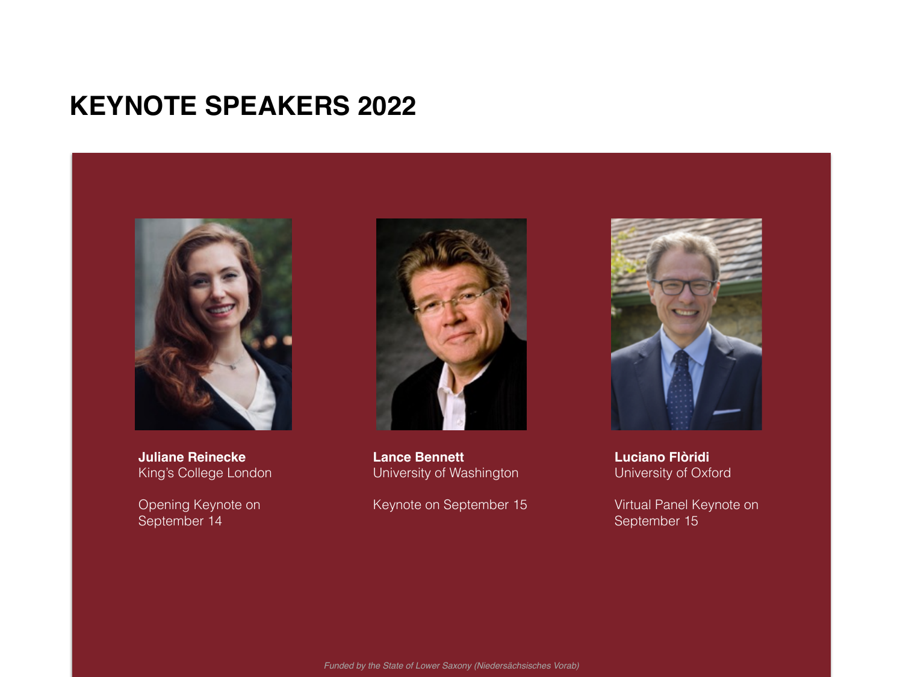# KEYNOTE SPEAKERS 2022

**Juliane Reinecke**
King's College London

Opening Keynote on September 14

**Lance Bennett**
University of Washington

Keynote on September 15

**Luciano Flòridi**
University of Oxford

Virtual Panel Keynote on September 15

*Funded by the State of Lower Saxony (Niedersächsisches Vorab)*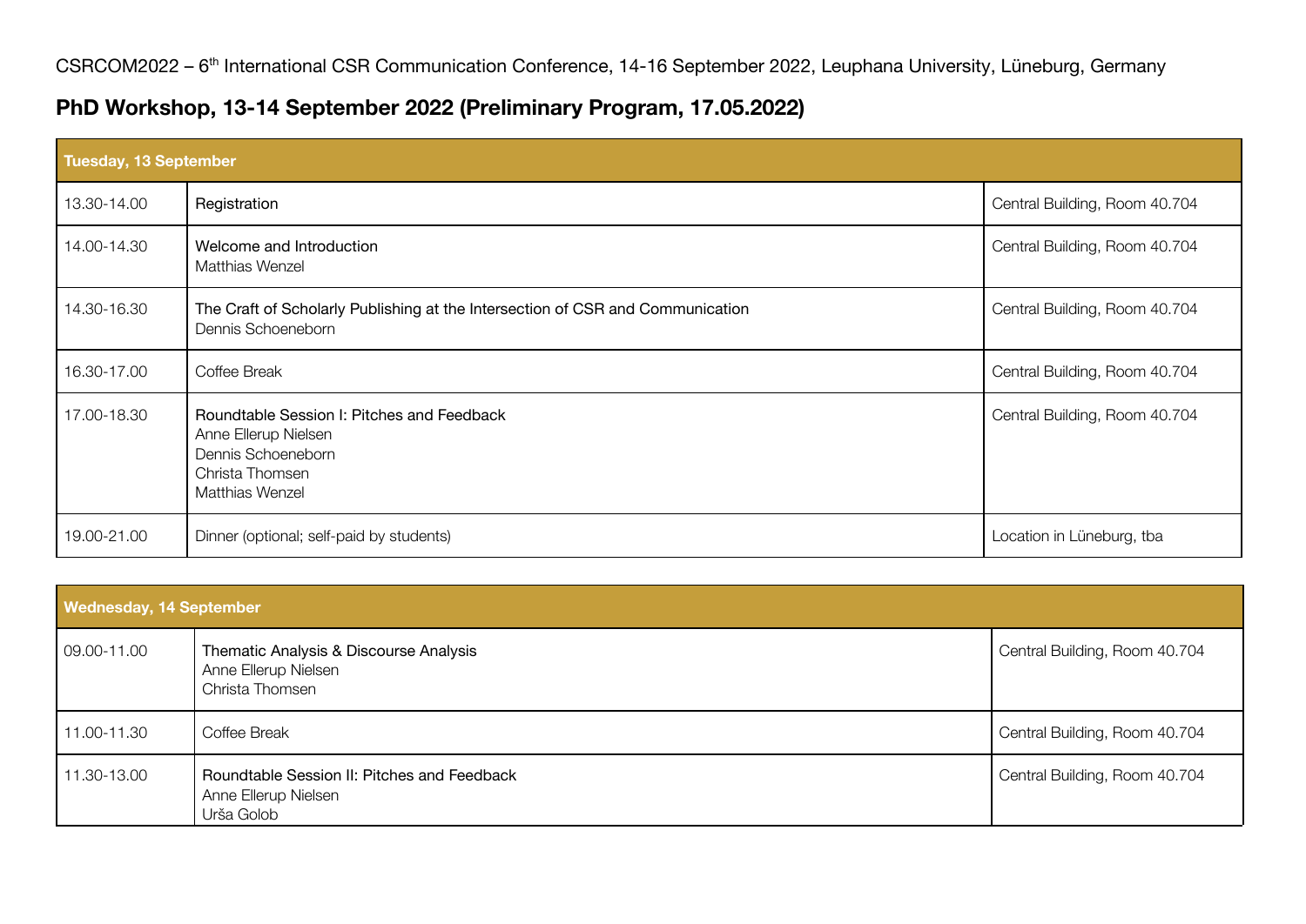CSRCOM2022 – 6th International CSR Communication Conference, 14-16 September 2022, Leuphana University, Lüneburg, Germany

## PhD Workshop, 13-14 September 2022 (Preliminary Program, 17.05.2022)

| **Tuesday, 13 September** | | |
|---|---|---|
| 13.30-14.00 | Registration | Central Building, Room 40.704 |
| 14.00-14.30 | Welcome and Introduction<br>Matthias Wenzel | Central Building, Room 40.704 |
| 14.30-16.30 | The Craft of Scholarly Publishing at the Intersection of CSR and Communication<br>Dennis Schoeneborn | Central Building, Room 40.704 |
| 16.30-17.00 | Coffee Break | Central Building, Room 40.704 |
| 17.00-18.30 | Roundtable Session I: Pitches and Feedback<br>Anne Ellerup Nielsen<br>Dennis Schoeneborn<br>Christa Thomsen<br>Matthias Wenzel | Central Building, Room 40.704 |
| 19.00-21.00 | Dinner (optional; self-paid by students) | Location in Lüneburg, tba |

| **Wednesday, 14 September** | | |
|---|---|---|
| 09.00-11.00 | Thematic Analysis & Discourse Analysis<br>Anne Ellerup Nielsen<br>Christa Thomsen | Central Building, Room 40.704 |
| 11.00-11.30 | Coffee Break | Central Building, Room 40.704 |
| 11.30-13.00 | Roundtable Session II: Pitches and Feedback<br>Anne Ellerup Nielsen<br>Urša Golob | Central Building, Room 40.704 |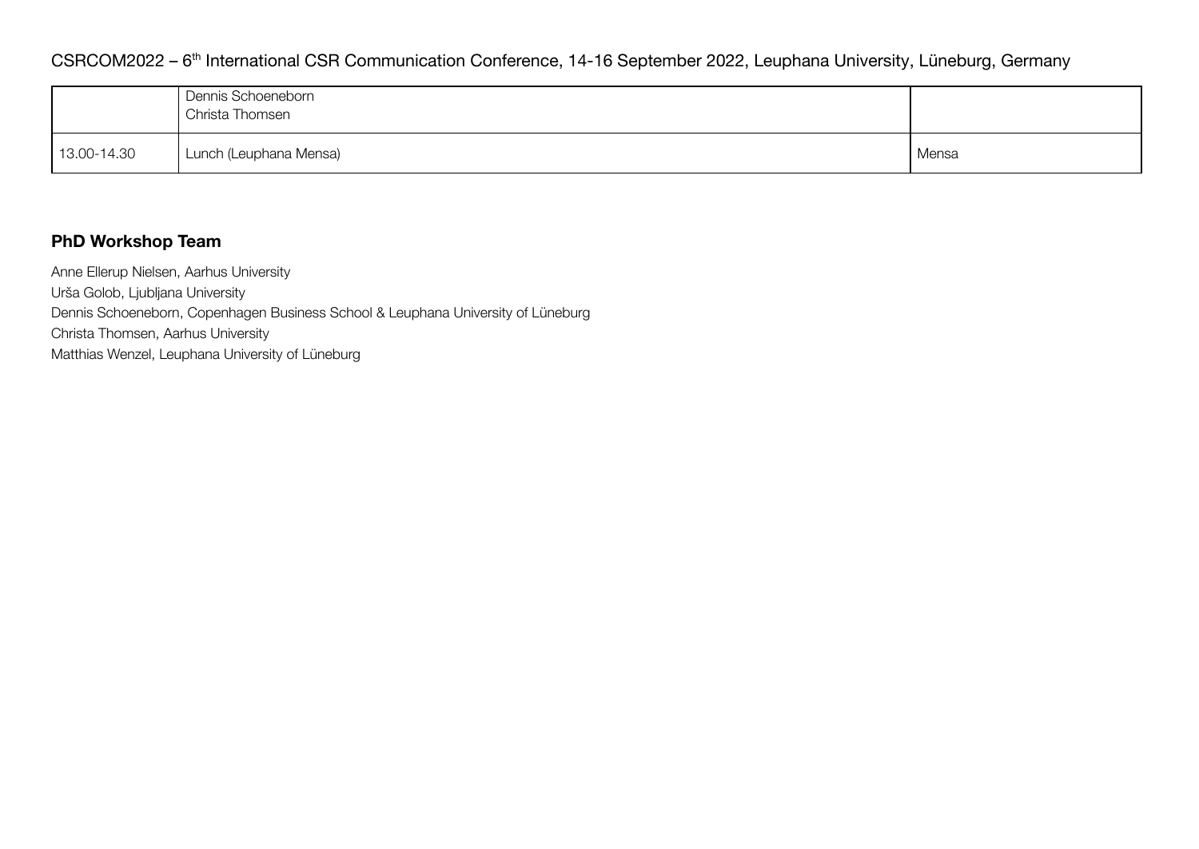| | | |
|---|---|---|
| | Dennis Schoeneborn<br>Christa Thomsen | |
| 13.00-14.30 | Lunch (Leuphana Mensa) | Mensa |

## PhD Workshop Team

Anne Ellerup Nielsen, Aarhus University
Urša Golob, Ljubljana University
Dennis Schoeneborn, Copenhagen Business School & Leuphana University of Lüneburg
Christa Thomsen, Aarhus University
Matthias Wenzel, Leuphana University of Lüneburg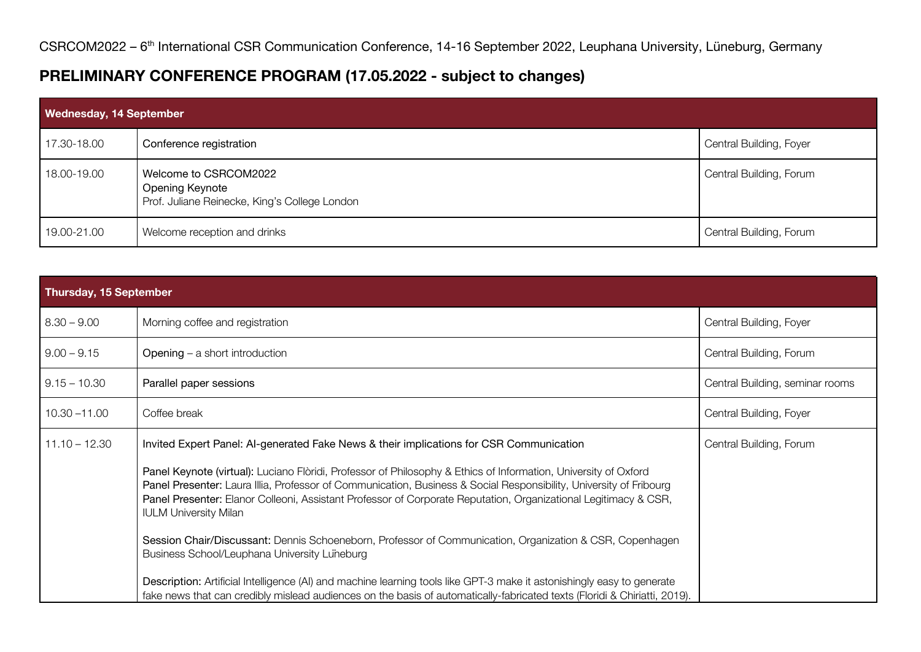CSRCOM2022 – 6th International CSR Communication Conference, 14-16 September 2022, Leuphana University, Lüneburg, Germany

# PRELIMINARY CONFERENCE PROGRAM (17.05.2022 - subject to changes)

| Wednesday, 14 September | | |
|---|---|---|
| 17.30-18.00 | Conference registration | Central Building, Foyer |
| 18.00-19.00 | Welcome to CSRCOM2022<br>Opening Keynote<br>Prof. Juliane Reinecke, King's College London | Central Building, Forum |
| 19.00-21.00 | Welcome reception and drinks | Central Building, Forum |

| Thursday, 15 September | | |
|---|---|---|
| 8.30 – 9.00 | Morning coffee and registration | Central Building, Foyer |
| 9.00 – 9.15 | Opening – a short introduction | Central Building, Forum |
| 9.15 – 10.30 | Parallel paper sessions | Central Building, seminar rooms |
| 10.30 –11.00 | Coffee break | Central Building, Foyer |
| 11.10 – 12.30 | Invited Expert Panel: AI-generated Fake News & their implications for CSR Communication<br><br>Panel Keynote (virtual): Luciano Flòridi, Professor of Philosophy & Ethics of Information, University of Oxford<br>Panel Presenter: Laura Illia, Professor of Communication, Business & Social Responsibility, University of Fribourg<br>Panel Presenter: Elanor Colleoni, Assistant Professor of Corporate Reputation, Organizational Legitimacy & CSR, IULM University Milan<br><br>Session Chair/Discussant: Dennis Schoeneborn, Professor of Communication, Organization & CSR, Copenhagen Business School/Leuphana University Lüneburg<br><br>Description: Artificial Intelligence (AI) and machine learning tools like GPT-3 make it astonishingly easy to generate fake news that can credibly mislead audiences on the basis of automatically-fabricated texts (Floridi & Chiriatti, 2019). | Central Building, Forum |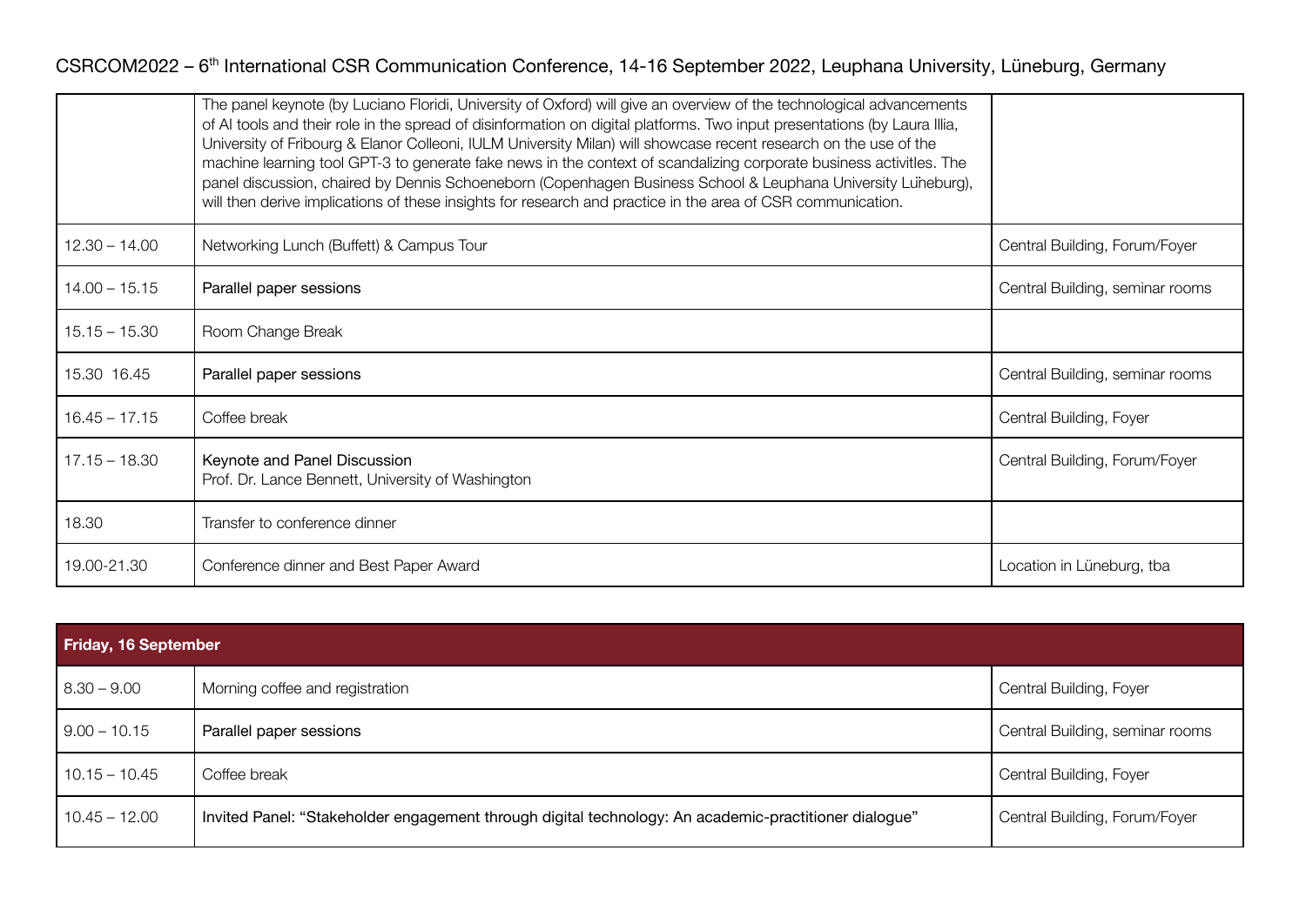| | | |
|---|---|---|
| | The panel keynote (by Luciano Floridi, University of Oxford) will give an overview of the technological advancements of AI tools and their role in the spread of disinformation on digital platforms. Two input presentations (by Laura Illia, University of Fribourg & Elanor Colleoni, IULM University Milan) will showcase recent research on the use of the machine learning tool GPT-3 to generate fake news in the context of scandalizing corporate business activites. The panel discussion, chaired by Dennis Schoeneborn (Copenhagen Business School & Leuphana University Lüneburg), will then derive implications of these insights for research and practice in the area of CSR communication. | |
| 12.30 – 14.00 | Networking Lunch (Buffett) & Campus Tour | Central Building, Forum/Foyer |
| 14.00 – 15.15 | Parallel paper sessions | Central Building, seminar rooms |
| 15.15 – 15.30 | Room Change Break | |
| 15.30 16.45 | Parallel paper sessions | Central Building, seminar rooms |
| 16.45 – 17.15 | Coffee break | Central Building, Foyer |
| 17.15 – 18.30 | Keynote and Panel Discussion<br>Prof. Dr. Lance Bennett, University of Washington | Central Building, Forum/Foyer |
| 18.30 | Transfer to conference dinner | |
| 19.00-21.30 | Conference dinner and Best Paper Award | Location in Lüneburg, tba |

| **Friday, 16 September** | | |
|---|---|---|
| 8.30 – 9.00 | Morning coffee and registration | Central Building, Foyer |
| 9.00 – 10.15 | Parallel paper sessions | Central Building, seminar rooms |
| 10.15 – 10.45 | Coffee break | Central Building, Foyer |
| 10.45 – 12.00 | Invited Panel: "Stakeholder engagement through digital technology: An academic-practitioner dialogue" | Central Building, Forum/Foyer |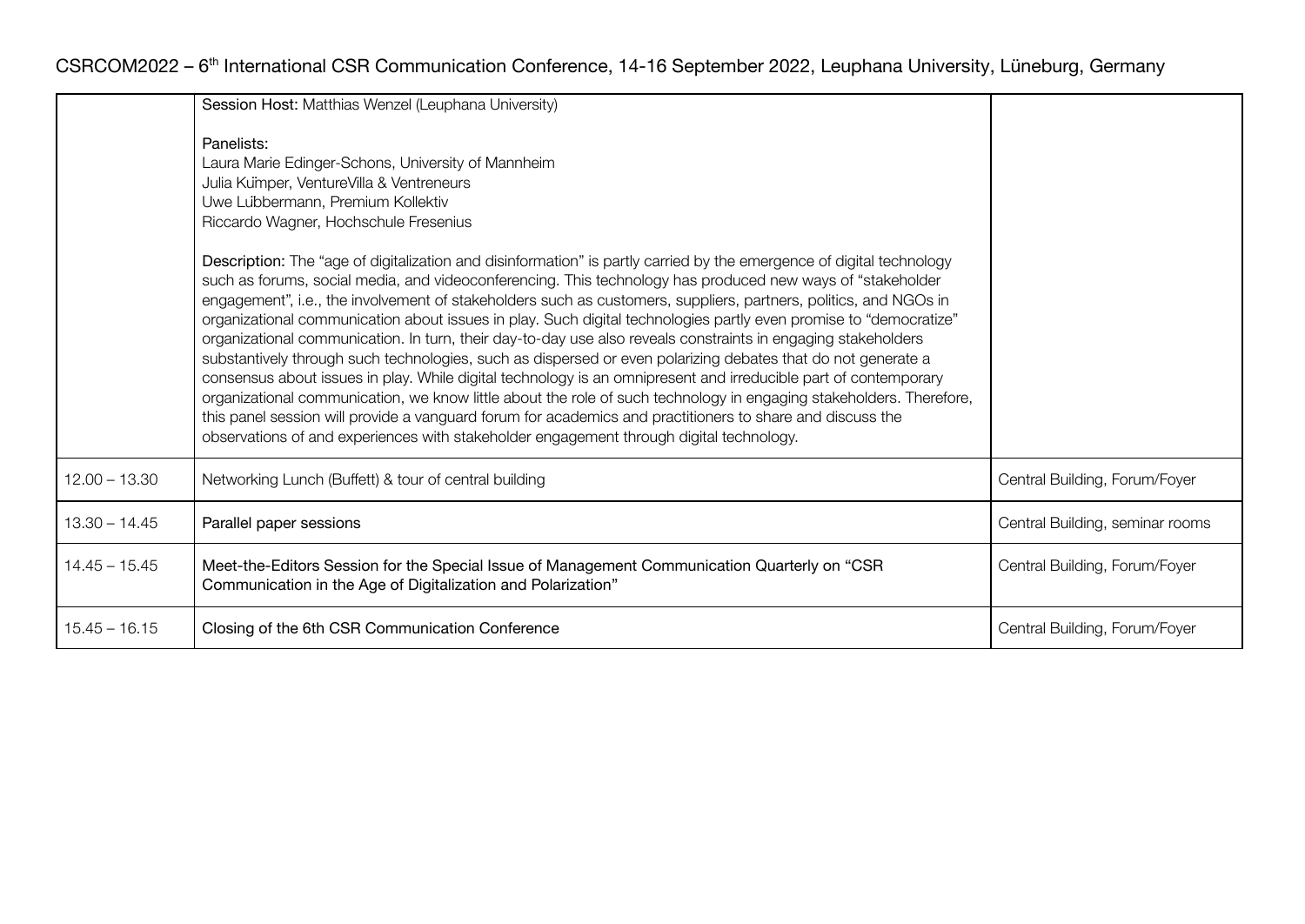| | | |
|---|---|---|
| | **Session Host:** Matthias Wenzel (Leuphana University)<br><br>Panelists:<br>Laura Marie Edinger-Schons, University of Mannheim<br>Julia Kümper, VentureVilla & Ventreneurs<br>Uwe Lübbermann, Premium Kollektiv<br>Riccardo Wagner, Hochschule Fresenius<br><br>**Description:** The "age of digitalization and disinformation" is partly carried by the emergence of digital technology such as forums, social media, and videoconferencing. This technology has produced new ways of "stakeholder engagement", i.e., the involvement of stakeholders such as customers, suppliers, partners, politics, and NGOs in organizational communication about issues in play. Such digital technologies partly even promise to "democratize" organizational communication. In turn, their day-to-day use also reveals constraints in engaging stakeholders substantively through such technologies, such as dispersed or even polarizing debates that do not generate a consensus about issues in play. While digital technology is an omnipresent and irreducible part of contemporary organizational communication, we know little about the role of such technology in engaging stakeholders. Therefore, this panel session will provide a vanguard forum for academics and practitioners to share and discuss the observations of and experiences with stakeholder engagement through digital technology. | |
| 12.00 – 13.30 | Networking Lunch (Buffett) & tour of central building | Central Building, Forum/Foyer |
| 13.30 – 14.45 | Parallel paper sessions | Central Building, seminar rooms |
| 14.45 – 15.45 | Meet-the-Editors Session for the Special Issue of Management Communication Quarterly on "CSR Communication in the Age of Digitalization and Polarization" | Central Building, Forum/Foyer |
| 15.45 – 16.15 | Closing of the 6th CSR Communication Conference | Central Building, Forum/Foyer |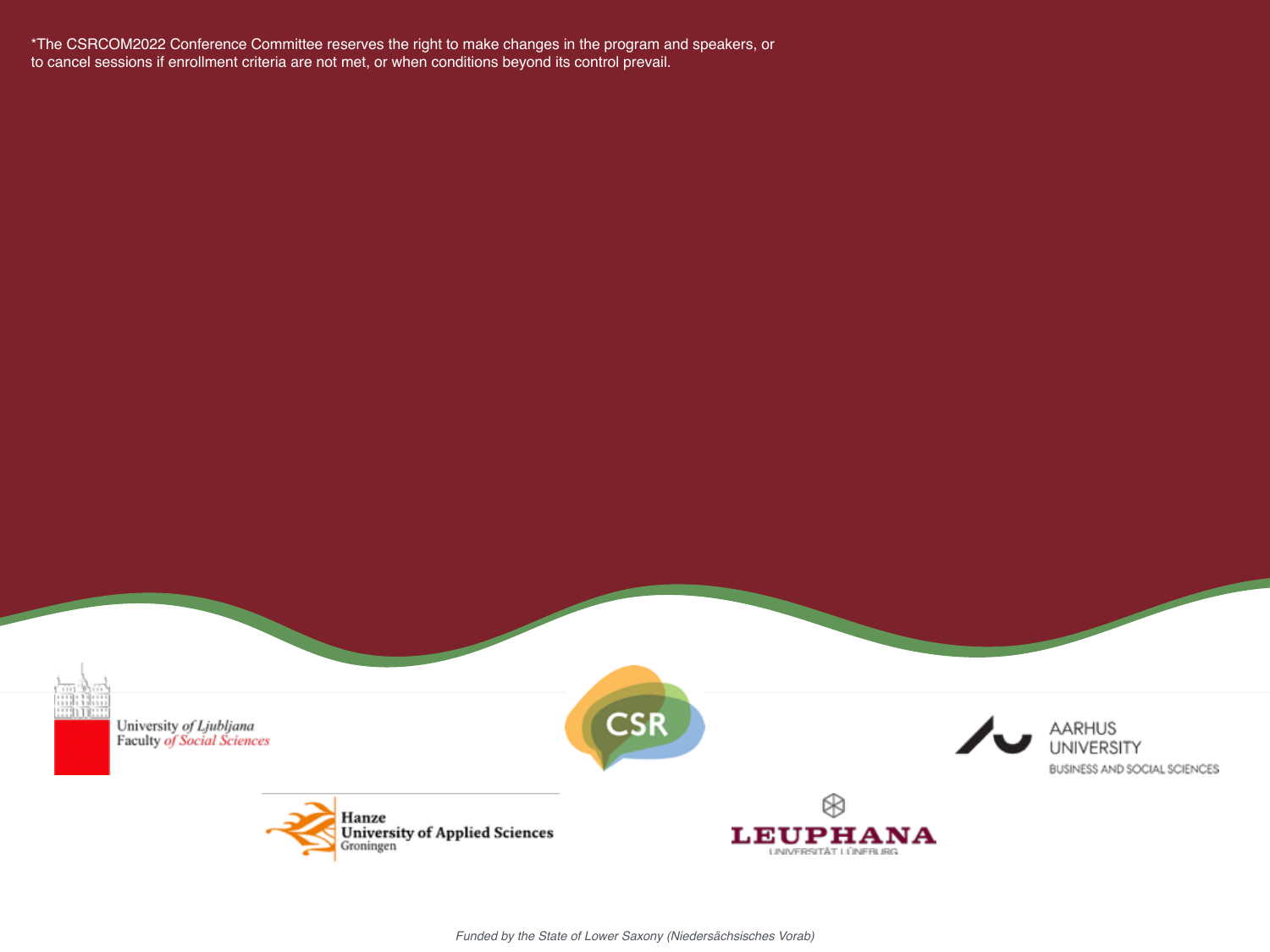*The CSRCOM2022 Conference Committee reserves the right to make changes in the program and speakers, or to cancel sessions if enrollment criteria are not met, or when conditions beyond its control prevail.

University of Ljubljana
Faculty of Social Sciences

CSR

AARHUS UNIVERSITY
BUSINESS AND SOCIAL SCIENCES

Hanze
University of Applied Sciences
Groningen

LEUPHANA
UNIVERSITÄT LÜNEBURG

*Funded by the State of Lower Saxony (Niedersächsisches Vorab)*